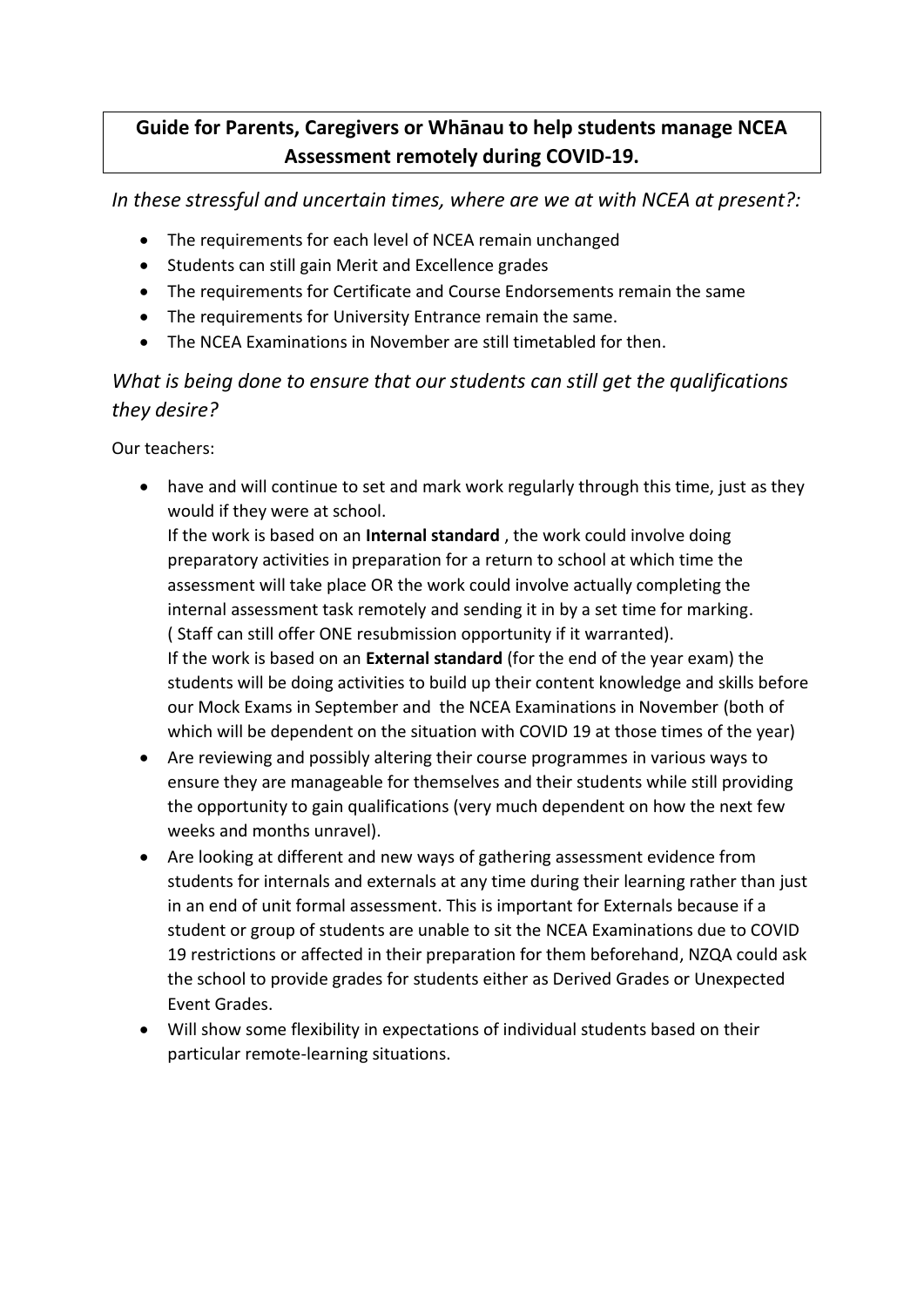# Guide for Parents, Caregivers or Whānau to help students manage NCEA Assessment remotely during COVID-19.

*In these stressful and uncertain times, where are we at with NCEA at present?:*

- The requirements for each level of NCEA remain unchanged
- Students can still gain Merit and Excellence grades
- The requirements for Certificate and Course Endorsements remain the same
- The requirements for University Entrance remain the same.
- The NCEA Examinations in November are still timetabled for then.

*What is being done to ensure that our students can still get the qualifications they desire?*

Our teachers:

- have and will continue to set and mark work regularly through this time, just as they would if they were at school.
  If the work is based on an **Internal standard** , the work could involve doing preparatory activities in preparation for a return to school at which time the assessment will take place OR the work could involve actually completing the internal assessment task remotely and sending it in by a set time for marking. ( Staff can still offer ONE resubmission opportunity if it warranted).
  If the work is based on an **External standard** (for the end of the year exam) the students will be doing activities to build up their content knowledge and skills before our Mock Exams in September and the NCEA Examinations in November (both of which will be dependent on the situation with COVID 19 at those times of the year)
- Are reviewing and possibly altering their course programmes in various ways to ensure they are manageable for themselves and their students while still providing the opportunity to gain qualifications (very much dependent on how the next few weeks and months unravel).
- Are looking at different and new ways of gathering assessment evidence from students for internals and externals at any time during their learning rather than just in an end of unit formal assessment. This is important for Externals because if a student or group of students are unable to sit the NCEA Examinations due to COVID 19 restrictions or affected in their preparation for them beforehand, NZQA could ask the school to provide grades for students either as Derived Grades or Unexpected Event Grades.
- Will show some flexibility in expectations of individual students based on their particular remote-learning situations.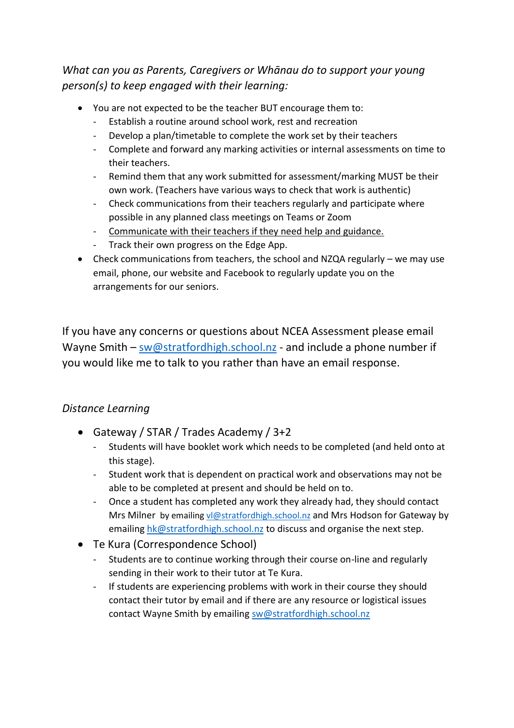*What can you as Parents, Caregivers or Whānau do to support your young person(s) to keep engaged with their learning:*

- You are not expected to be the teacher BUT encourage them to:
  - Establish a routine around school work, rest and recreation
  - Develop a plan/timetable to complete the work set by their teachers
  - Complete and forward any marking activities or internal assessments on time to their teachers.
  - Remind them that any work submitted for assessment/marking MUST be their own work. (Teachers have various ways to check that work is authentic)
  - Check communications from their teachers regularly and participate where possible in any planned class meetings on Teams or Zoom
  - <u>Communicate with their teachers if they need help and guidance.</u>
  - Track their own progress on the Edge App.
- Check communications from teachers, the school and NZQA regularly – we may use email, phone, our website and Facebook to regularly update you on the arrangements for our seniors.

If you have any concerns or questions about NCEA Assessment please email Wayne Smith – sw@stratfordhigh.school.nz - and include a phone number if you would like me to talk to you rather than have an email response.

*Distance Learning*

- Gateway / STAR / Trades Academy / 3+2
  - Students will have booklet work which needs to be completed (and held onto at this stage).
  - Student work that is dependent on practical work and observations may not be able to be completed at present and should be held on to.
  - Once a student has completed any work they already had, they should contact Mrs Milner by emailing vl@stratfordhigh.school.nz and Mrs Hodson for Gateway by emailing hk@stratfordhigh.school.nz to discuss and organise the next step.
- Te Kura (Correspondence School)
  - Students are to continue working through their course on-line and regularly sending in their work to their tutor at Te Kura.
  - If students are experiencing problems with work in their course they should contact their tutor by email and if there are any resource or logistical issues contact Wayne Smith by emailing sw@stratfordhigh.school.nz